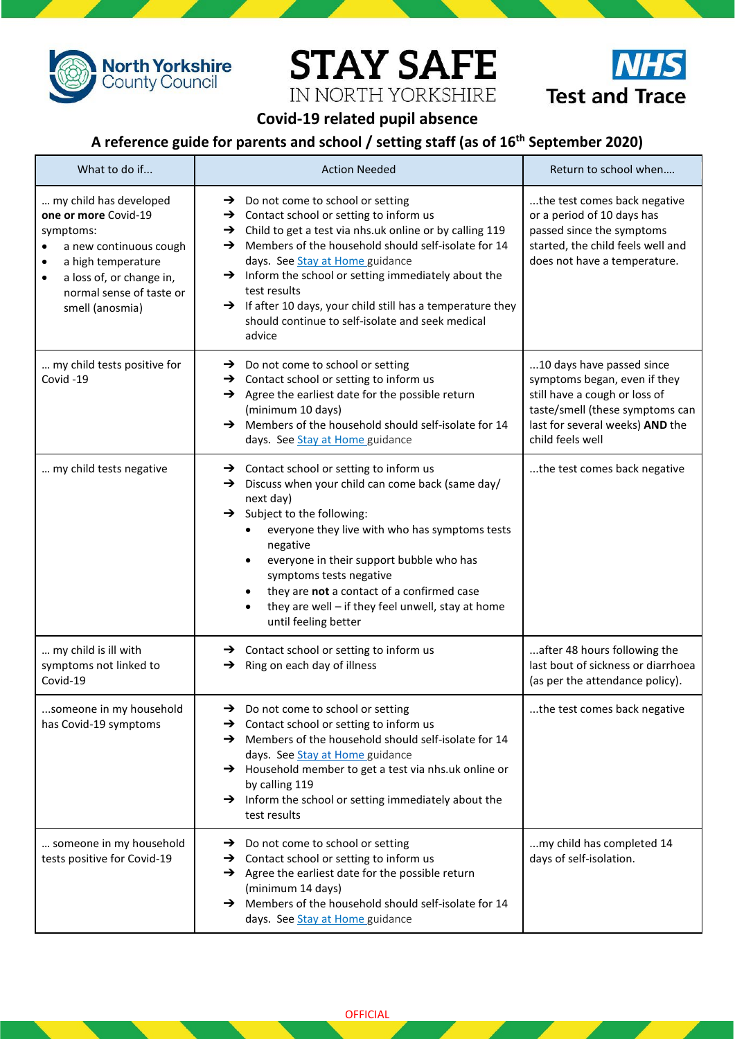North Yorkshire County Council

# STAY SAFE
IN NORTH YORKSHIRE

NHS Test and Trace

## Covid-19 related pupil absence

### A reference guide for parents and school / setting staff (as of 16th September 2020)

| What to do if... | Action Needed | Return to school when…. |
|---|---|---|
| … my child has developed **one or more** Covid-19 symptoms:<br>• a new continuous cough<br>• a high temperature<br>• a loss of, or change in, normal sense of taste or smell (anosmia) | → Do not come to school or setting<br>→ Contact school or setting to inform us<br>→ Child to get a test via nhs.uk online or by calling 119<br>→ Members of the household should self-isolate for 14 days. See Stay at Home guidance<br>→ Inform the school or setting immediately about the test results<br>→ If after 10 days, your child still has a temperature they should continue to self-isolate and seek medical advice | ...the test comes back negative or a period of 10 days has passed since the symptoms started, the child feels well and does not have a temperature. |
| … my child tests positive for Covid -19 | → Do not come to school or setting<br>→ Contact school or setting to inform us<br>→ Agree the earliest date for the possible return (minimum 10 days)<br>→ Members of the household should self-isolate for 14 days. See Stay at Home guidance | ...10 days have passed since symptoms began, even if they still have a cough or loss of taste/smell (these symptoms can last for several weeks) **AND** the child feels well |
| … my child tests negative | → Contact school or setting to inform us<br>→ Discuss when your child can come back (same day/ next day)<br>→ Subject to the following:<br>• everyone they live with who has symptoms tests negative<br>• everyone in their support bubble who has symptoms tests negative<br>• they are **not** a contact of a confirmed case<br>• they are well – if they feel unwell, stay at home until feeling better | ...the test comes back negative |
| … my child is ill with symptoms not linked to Covid-19 | → Contact school or setting to inform us<br>→ Ring on each day of illness | ...after 48 hours following the last bout of sickness or diarrhoea (as per the attendance policy). |
| ...someone in my household has Covid-19 symptoms | → Do not come to school or setting<br>→ Contact school or setting to inform us<br>→ Members of the household should self-isolate for 14 days. See Stay at Home guidance<br>→ Household member to get a test via nhs.uk online or by calling 119<br>→ Inform the school or setting immediately about the test results | ...the test comes back negative |
| … someone in my household tests positive for Covid-19 | → Do not come to school or setting<br>→ Contact school or setting to inform us<br>→ Agree the earliest date for the possible return (minimum 14 days)<br>→ Members of the household should self-isolate for 14 days. See Stay at Home guidance | ...my child has completed 14 days of self-isolation. |

OFFICIAL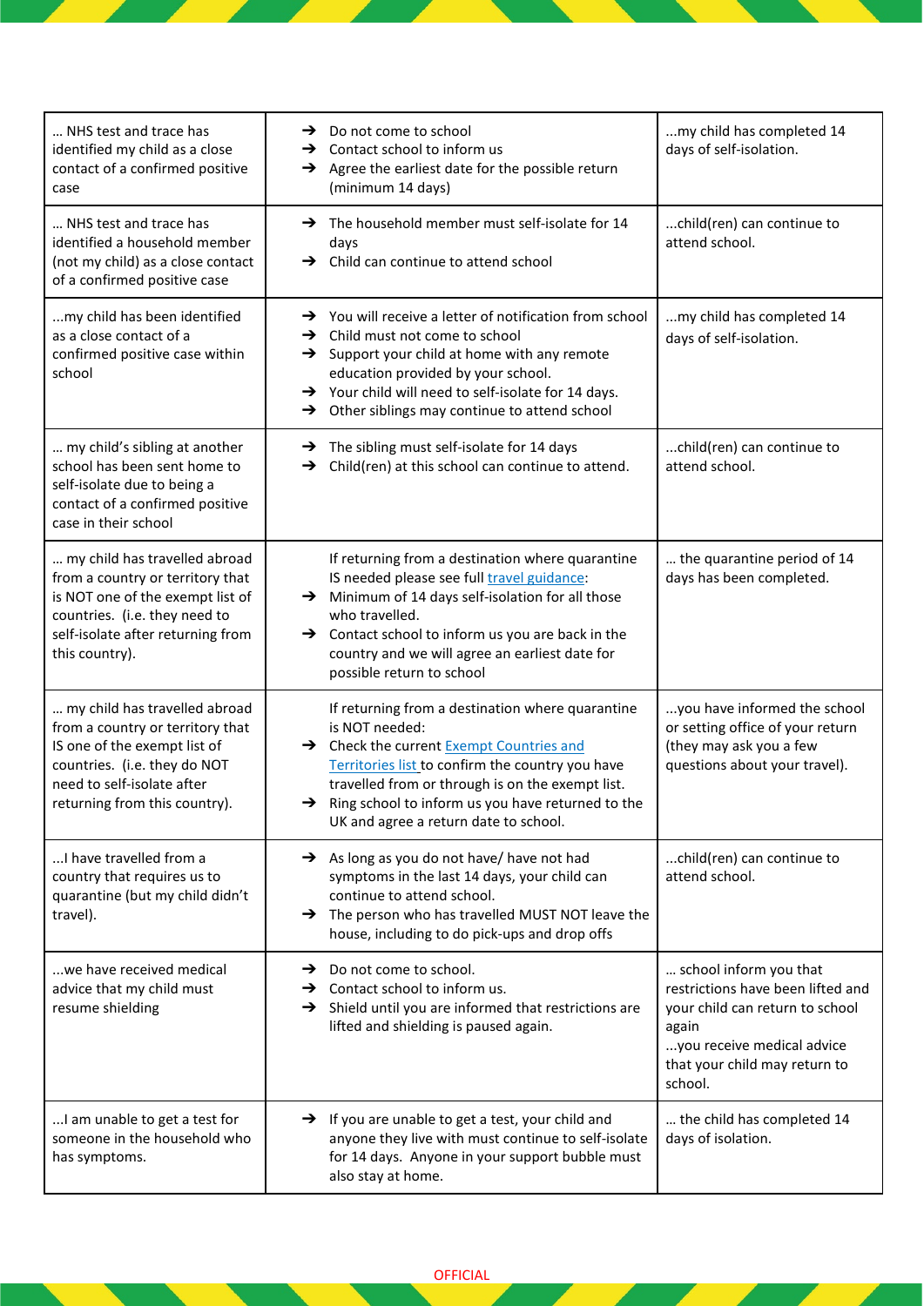| | | |
|---|---|---|
| … NHS test and trace has identified my child as a close contact of a confirmed positive case | ➔ Do not come to school<br>➔ Contact school to inform us<br>➔ Agree the earliest date for the possible return (minimum 14 days) | ...my child has completed 14 days of self-isolation. |
| … NHS test and trace has identified a household member (not my child) as a close contact of a confirmed positive case | ➔ The household member must self-isolate for 14 days<br>➔ Child can continue to attend school | ...child(ren) can continue to attend school. |
| ...my child has been identified as a close contact of a confirmed positive case within school | ➔ You will receive a letter of notification from school<br>➔ Child must not come to school<br>➔ Support your child at home with any remote education provided by your school.<br>➔ Your child will need to self-isolate for 14 days.<br>➔ Other siblings may continue to attend school | ...my child has completed 14 days of self-isolation. |
| … my child's sibling at another school has been sent home to self-isolate due to being a contact of a confirmed positive case in their school | ➔ The sibling must self-isolate for 14 days<br>➔ Child(ren) at this school can continue to attend. | ...child(ren) can continue to attend school. |
| … my child has travelled abroad from a country or territory that is NOT one of the exempt list of countries. (i.e. they need to self-isolate after returning from this country). | If returning from a destination where quarantine IS needed please see full travel guidance:<br>➔ Minimum of 14 days self-isolation for all those who travelled.<br>➔ Contact school to inform us you are back in the country and we will agree an earliest date for possible return to school | … the quarantine period of 14 days has been completed. |
| … my child has travelled abroad from a country or territory that IS one of the exempt list of countries. (i.e. they do NOT need to self-isolate after returning from this country). | If returning from a destination where quarantine is NOT needed:<br>➔ Check the current Exempt Countries and Territories list to confirm the country you have travelled from or through is on the exempt list.<br>➔ Ring school to inform us you have returned to the UK and agree a return date to school. | ...you have informed the school or setting office of your return (they may ask you a few questions about your travel). |
| ...I have travelled from a country that requires us to quarantine (but my child didn't travel). | ➔ As long as you do not have/ have not had symptoms in the last 14 days, your child can continue to attend school.<br>➔ The person who has travelled MUST NOT leave the house, including to do pick-ups and drop offs | ...child(ren) can continue to attend school. |
| ...we have received medical advice that my child must resume shielding | ➔ Do not come to school.<br>➔ Contact school to inform us.<br>➔ Shield until you are informed that restrictions are lifted and shielding is paused again. | … school inform you that restrictions have been lifted and your child can return to school again<br>...you receive medical advice that your child may return to school. |
| ...I am unable to get a test for someone in the household who has symptoms. | ➔ If you are unable to get a test, your child and anyone they live with must continue to self-isolate for 14 days. Anyone in your support bubble must also stay at home. | … the child has completed 14 days of isolation. |

OFFICIAL